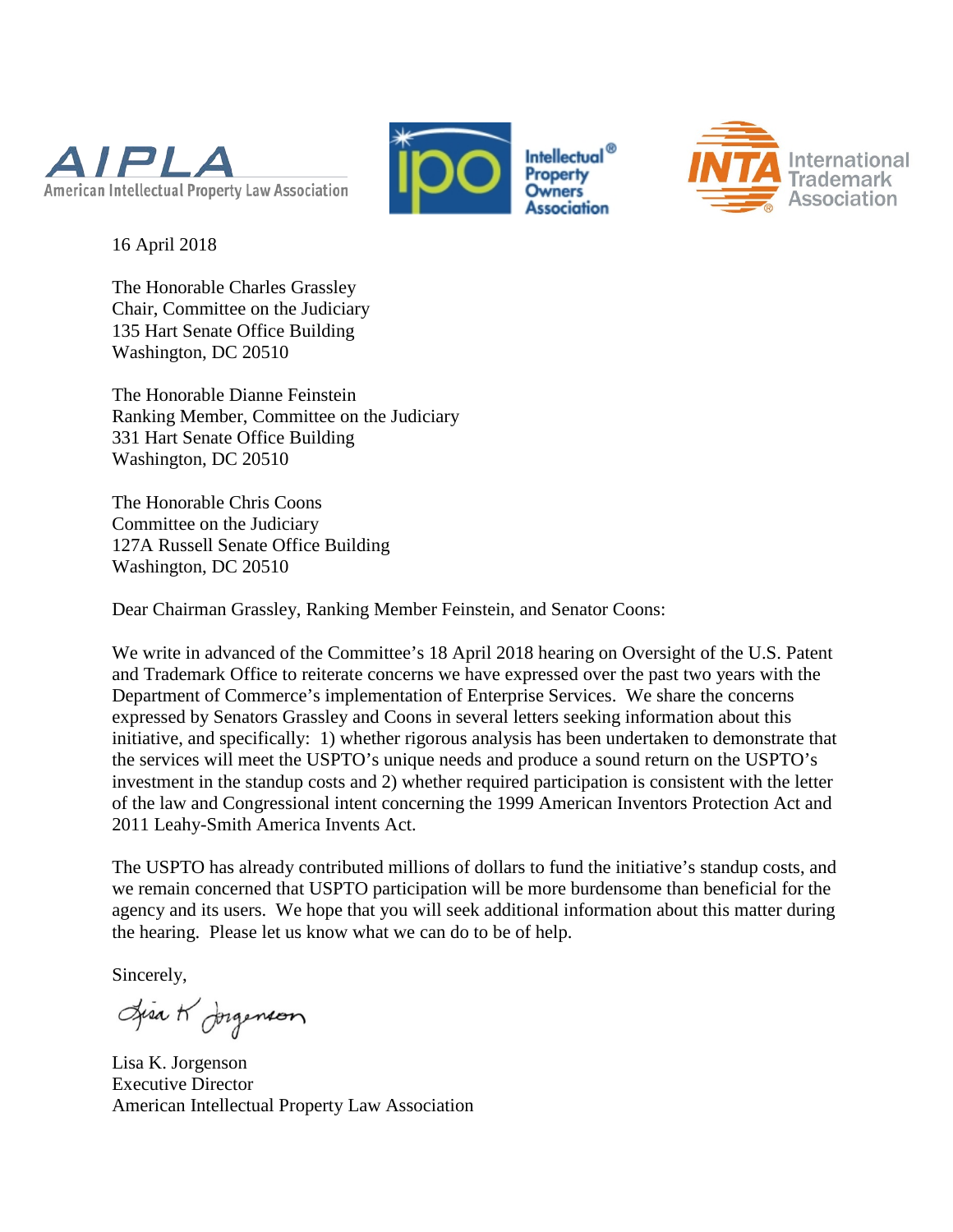AIPLA American Intellectual Property Law Association

ipo Intellectual® Property Owners Association

INTA International Trademark Association

16 April 2018

The Honorable Charles Grassley
Chair, Committee on the Judiciary
135 Hart Senate Office Building
Washington, DC 20510

The Honorable Dianne Feinstein
Ranking Member, Committee on the Judiciary
331 Hart Senate Office Building
Washington, DC 20510

The Honorable Chris Coons
Committee on the Judiciary
127A Russell Senate Office Building
Washington, DC 20510

Dear Chairman Grassley, Ranking Member Feinstein, and Senator Coons:

We write in advanced of the Committee's 18 April 2018 hearing on Oversight of the U.S. Patent and Trademark Office to reiterate concerns we have expressed over the past two years with the Department of Commerce's implementation of Enterprise Services. We share the concerns expressed by Senators Grassley and Coons in several letters seeking information about this initiative, and specifically: 1) whether rigorous analysis has been undertaken to demonstrate that the services will meet the USPTO's unique needs and produce a sound return on the USPTO's investment in the standup costs and 2) whether required participation is consistent with the letter of the law and Congressional intent concerning the 1999 American Inventors Protection Act and 2011 Leahy-Smith America Invents Act.

The USPTO has already contributed millions of dollars to fund the initiative's standup costs, and we remain concerned that USPTO participation will be more burdensome than beneficial for the agency and its users. We hope that you will seek additional information about this matter during the hearing. Please let us know what we can do to be of help.

Sincerely,

Lisa K Jorgenson

Lisa K. Jorgenson
Executive Director
American Intellectual Property Law Association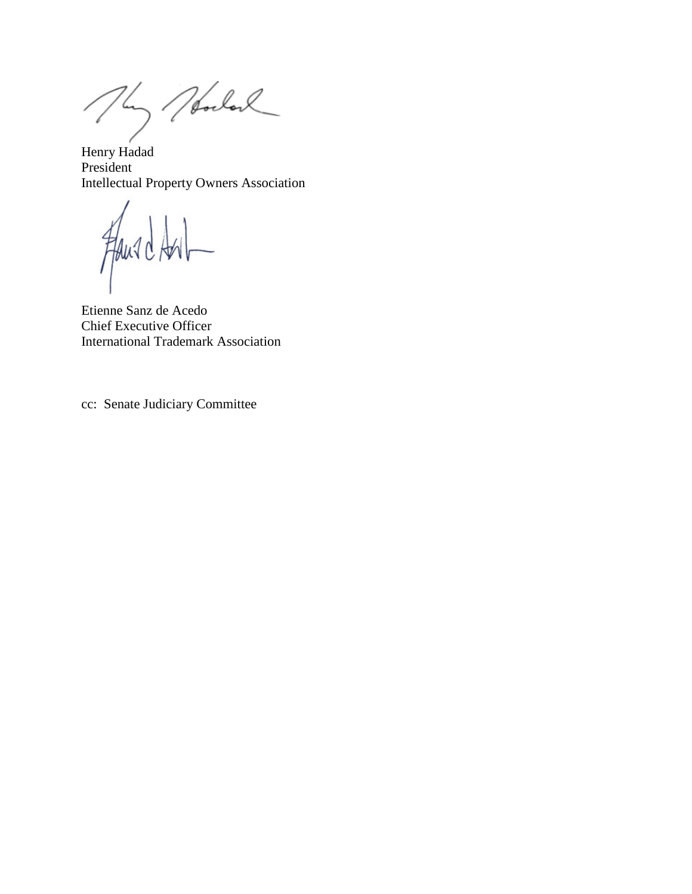Henry Hadad
President
Intellectual Property Owners Association

Etienne Sanz de Acedo
Chief Executive Officer
International Trademark Association

cc: Senate Judiciary Committee